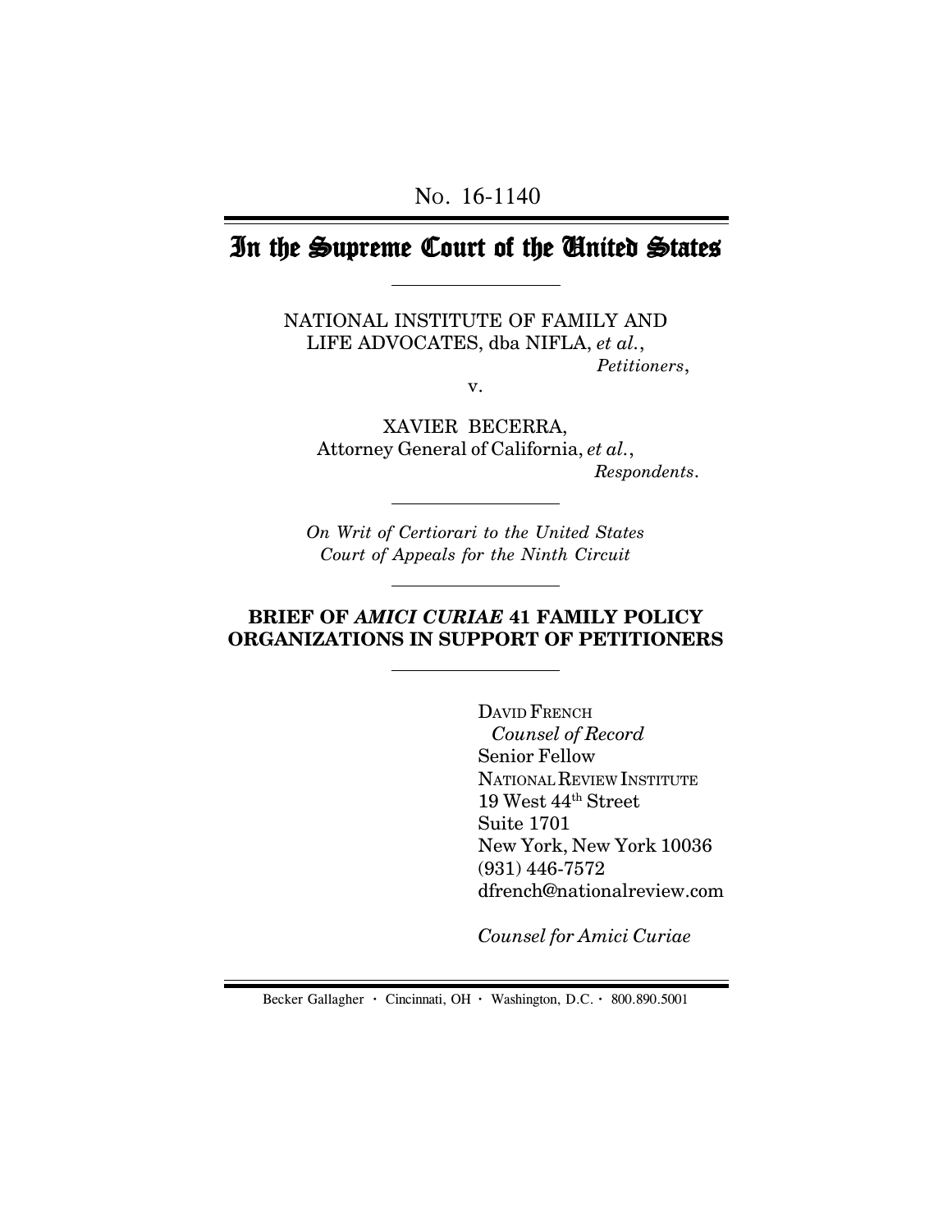No. 16-1140

# In the Supreme Court of the United States

NATIONAL INSTITUTE OF FAMILY AND LIFE ADVOCATES, dba NIFLA, *et al.*,
*Petitioners*,

v.

XAVIER BECERRA,
Attorney General of California, *et al.*,
*Respondents*.

*On Writ of Certiorari to the United States Court of Appeals for the Ninth Circuit*

**BRIEF OF *AMICI CURIAE* 41 FAMILY POLICY ORGANIZATIONS IN SUPPORT OF PETITIONERS**

DAVID FRENCH
*Counsel of Record*
Senior Fellow
NATIONAL REVIEW INSTITUTE
19 West 44th Street
Suite 1701
New York, New York 10036
(931) 446-7572
dfrench@nationalreview.com

*Counsel for Amici Curiae*

Becker Gallagher · Cincinnati, OH · Washington, D.C. · 800.890.5001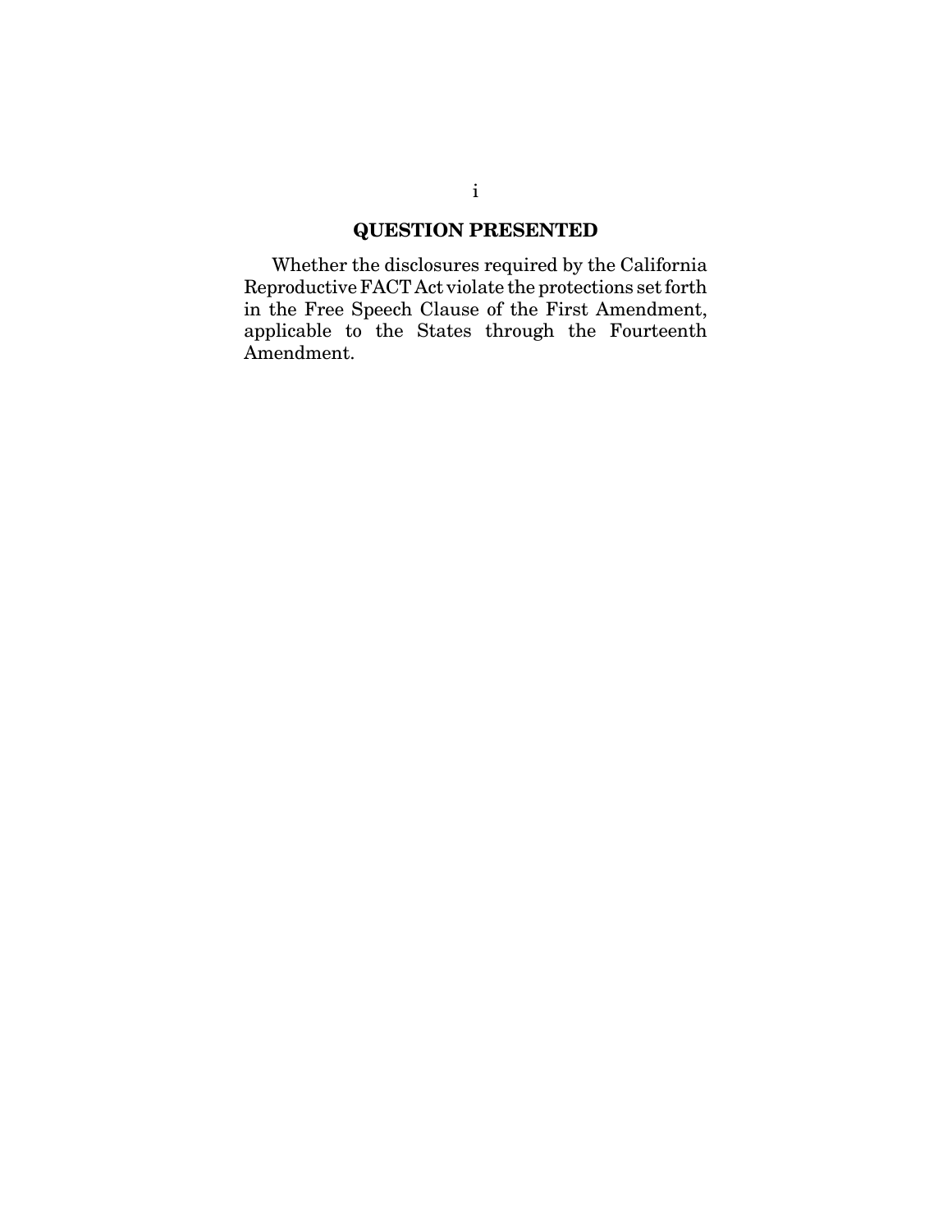## QUESTION PRESENTED

Whether the disclosures required by the California Reproductive FACT Act violate the protections set forth in the Free Speech Clause of the First Amendment, applicable to the States through the Fourteenth Amendment.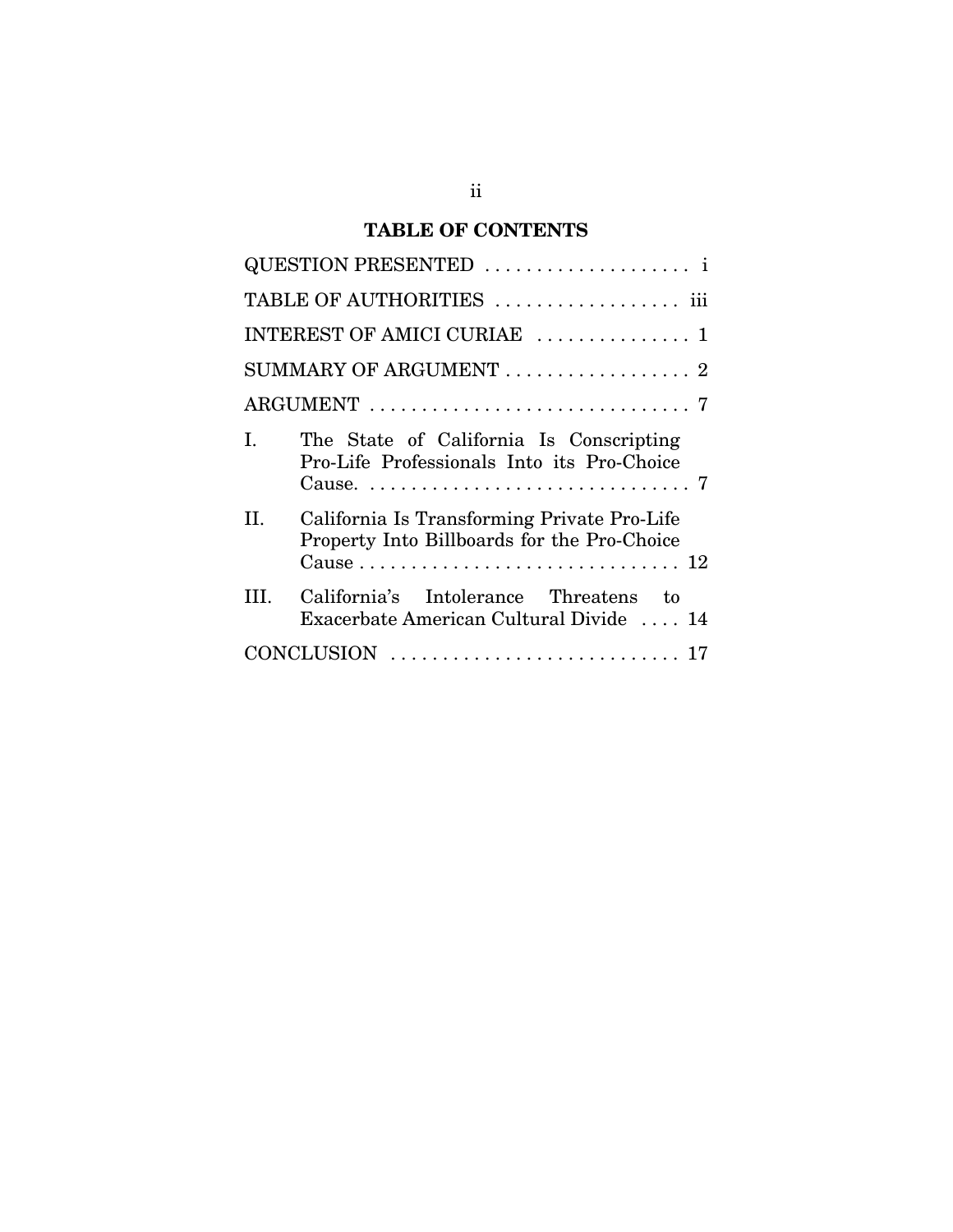## TABLE OF CONTENTS

QUESTION PRESENTED . . . . . . . . . . . . . . . . . . . . i

TABLE OF AUTHORITIES . . . . . . . . . . . . . . . . . . iii

INTEREST OF AMICI CURIAE . . . . . . . . . . . . . . . 1

SUMMARY OF ARGUMENT . . . . . . . . . . . . . . . . . . 2

ARGUMENT . . . . . . . . . . . . . . . . . . . . . . . . . . . . . . . 7

I. The State of California Is Conscripting Pro-Life Professionals Into its Pro-Choice Cause. . . . . . . . . . . . . . . . . . . . . . . . . . . . . . . . 7

II. California Is Transforming Private Pro-Life Property Into Billboards for the Pro-Choice Cause . . . . . . . . . . . . . . . . . . . . . . . . . . . . . . . 12

III. California's Intolerance Threatens to Exacerbate American Cultural Divide . . . . 14

CONCLUSION . . . . . . . . . . . . . . . . . . . . . . . . . . . . 17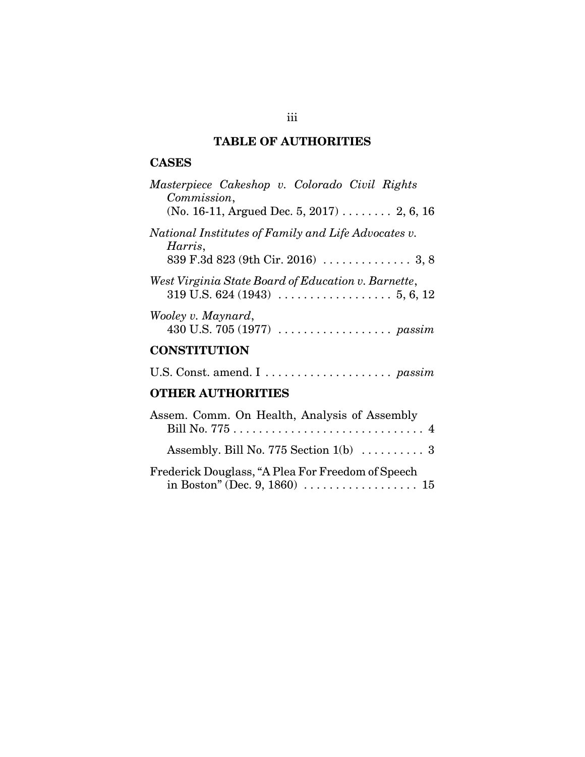## TABLE OF AUTHORITIES

### CASES

*Masterpiece Cakeshop v. Colorado Civil Rights Commission*,
(No. 16-11, Argued Dec. 5, 2017) . . . . . . . . 2, 6, 16

*National Institutes of Family and Life Advocates v. Harris*,
839 F.3d 823 (9th Cir. 2016) . . . . . . . . . . . . . . 3, 8

*West Virginia State Board of Education v. Barnette*,
319 U.S. 624 (1943) . . . . . . . . . . . . . . . . . . 5, 6, 12

*Wooley v. Maynard*,
430 U.S. 705 (1977) . . . . . . . . . . . . . . . . . . *passim*

### CONSTITUTION

U.S. Const. amend. I . . . . . . . . . . . . . . . . . . . . *passim*

### OTHER AUTHORITIES

Assem. Comm. On Health, Analysis of Assembly Bill No. 775 . . . . . . . . . . . . . . . . . . . . . . . . . . . . . . 4

Assembly. Bill No. 775 Section 1(b) . . . . . . . . . . 3

Frederick Douglass, "A Plea For Freedom of Speech in Boston" (Dec. 9, 1860) . . . . . . . . . . . . . . . . . . 15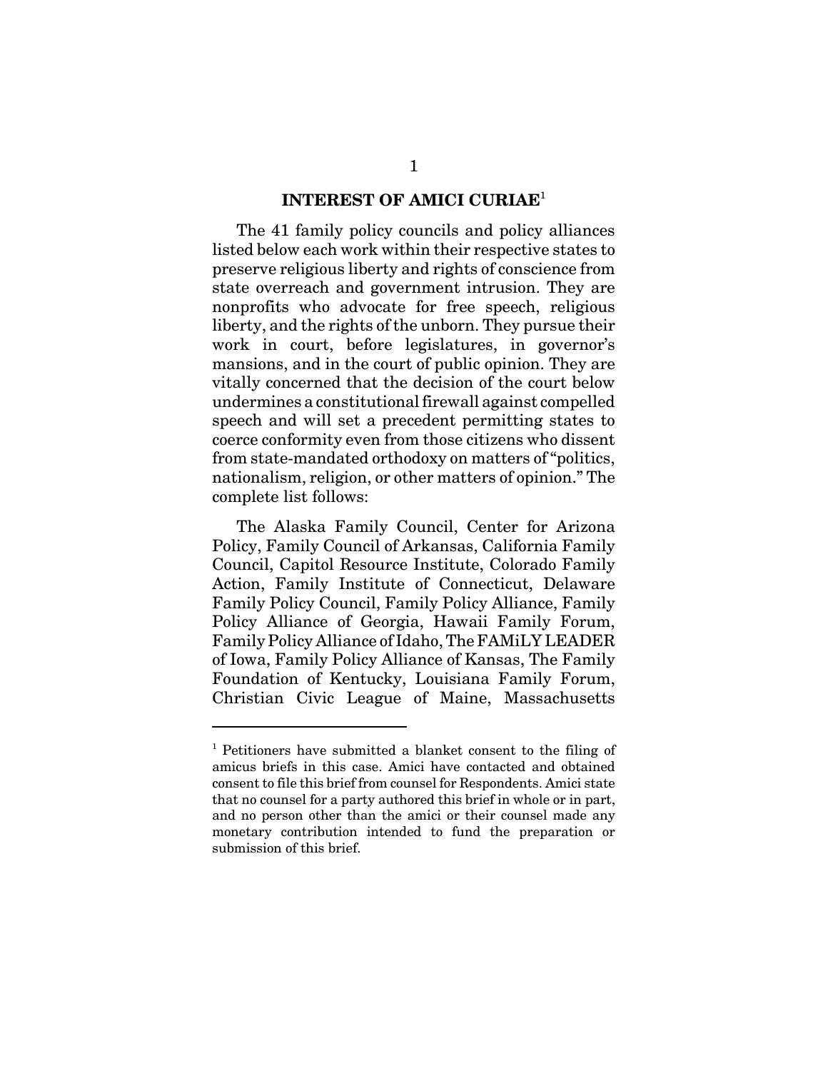## INTEREST OF AMICI CURIAE[1]

The 41 family policy councils and policy alliances listed below each work within their respective states to preserve religious liberty and rights of conscience from state overreach and government intrusion. They are nonprofits who advocate for free speech, religious liberty, and the rights of the unborn. They pursue their work in court, before legislatures, in governor's mansions, and in the court of public opinion. They are vitally concerned that the decision of the court below undermines a constitutional firewall against compelled speech and will set a precedent permitting states to coerce conformity even from those citizens who dissent from state-mandated orthodoxy on matters of "politics, nationalism, religion, or other matters of opinion." The complete list follows:

The Alaska Family Council, Center for Arizona Policy, Family Council of Arkansas, California Family Council, Capitol Resource Institute, Colorado Family Action, Family Institute of Connecticut, Delaware Family Policy Council, Family Policy Alliance, Family Policy Alliance of Georgia, Hawaii Family Forum, Family Policy Alliance of Idaho, The FAMiLY LEADER of Iowa, Family Policy Alliance of Kansas, The Family Foundation of Kentucky, Louisiana Family Forum, Christian Civic League of Maine, Massachusetts

---

[1] Petitioners have submitted a blanket consent to the filing of amicus briefs in this case. Amici have contacted and obtained consent to file this brief from counsel for Respondents. Amici state that no counsel for a party authored this brief in whole or in part, and no person other than the amici or their counsel made any monetary contribution intended to fund the preparation or submission of this brief.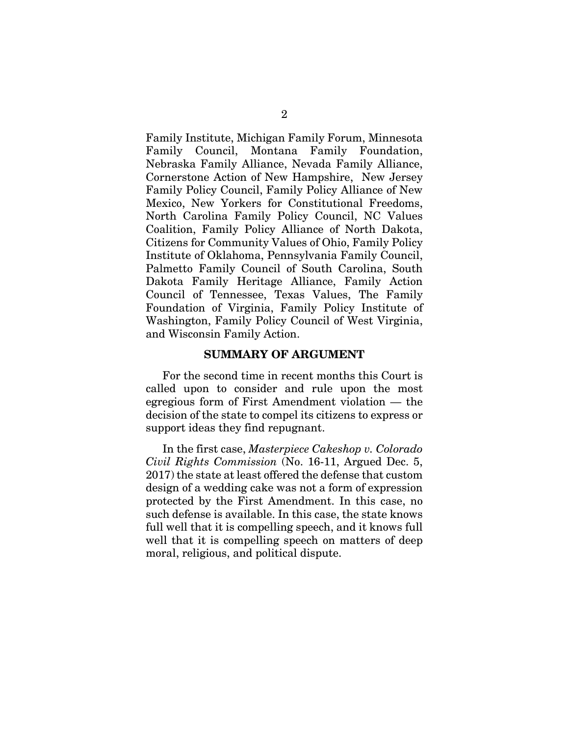Family Institute, Michigan Family Forum, Minnesota Family Council, Montana Family Foundation, Nebraska Family Alliance, Nevada Family Alliance, Cornerstone Action of New Hampshire, New Jersey Family Policy Council, Family Policy Alliance of New Mexico, New Yorkers for Constitutional Freedoms, North Carolina Family Policy Council, NC Values Coalition, Family Policy Alliance of North Dakota, Citizens for Community Values of Ohio, Family Policy Institute of Oklahoma, Pennsylvania Family Council, Palmetto Family Council of South Carolina, South Dakota Family Heritage Alliance, Family Action Council of Tennessee, Texas Values, The Family Foundation of Virginia, Family Policy Institute of Washington, Family Policy Council of West Virginia, and Wisconsin Family Action.

## SUMMARY OF ARGUMENT

For the second time in recent months this Court is called upon to consider and rule upon the most egregious form of First Amendment violation — the decision of the state to compel its citizens to express or support ideas they find repugnant.

In the first case, *Masterpiece Cakeshop v. Colorado Civil Rights Commission* (No. 16-11, Argued Dec. 5, 2017) the state at least offered the defense that custom design of a wedding cake was not a form of expression protected by the First Amendment. In this case, no such defense is available. In this case, the state knows full well that it is compelling speech, and it knows full well that it is compelling speech on matters of deep moral, religious, and political dispute.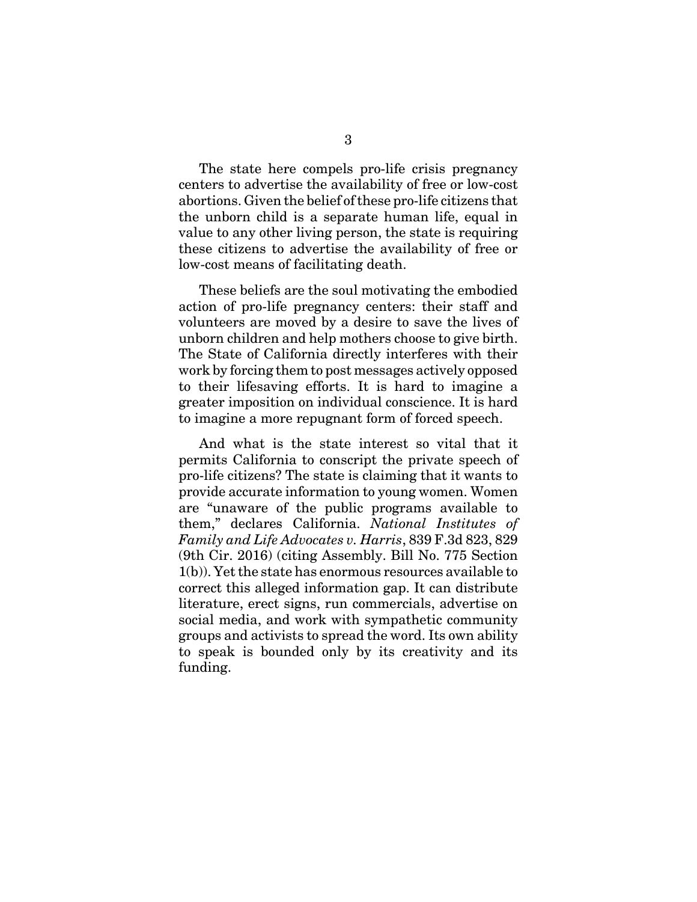The state here compels pro-life crisis pregnancy centers to advertise the availability of free or low-cost abortions. Given the belief of these pro-life citizens that the unborn child is a separate human life, equal in value to any other living person, the state is requiring these citizens to advertise the availability of free or low-cost means of facilitating death.

These beliefs are the soul motivating the embodied action of pro-life pregnancy centers: their staff and volunteers are moved by a desire to save the lives of unborn children and help mothers choose to give birth. The State of California directly interferes with their work by forcing them to post messages actively opposed to their lifesaving efforts. It is hard to imagine a greater imposition on individual conscience. It is hard to imagine a more repugnant form of forced speech.

And what is the state interest so vital that it permits California to conscript the private speech of pro-life citizens? The state is claiming that it wants to provide accurate information to young women. Women are "unaware of the public programs available to them," declares California. *National Institutes of Family and Life Advocates v. Harris*, 839 F.3d 823, 829 (9th Cir. 2016) (citing Assembly. Bill No. 775 Section 1(b)). Yet the state has enormous resources available to correct this alleged information gap. It can distribute literature, erect signs, run commercials, advertise on social media, and work with sympathetic community groups and activists to spread the word. Its own ability to speak is bounded only by its creativity and its funding.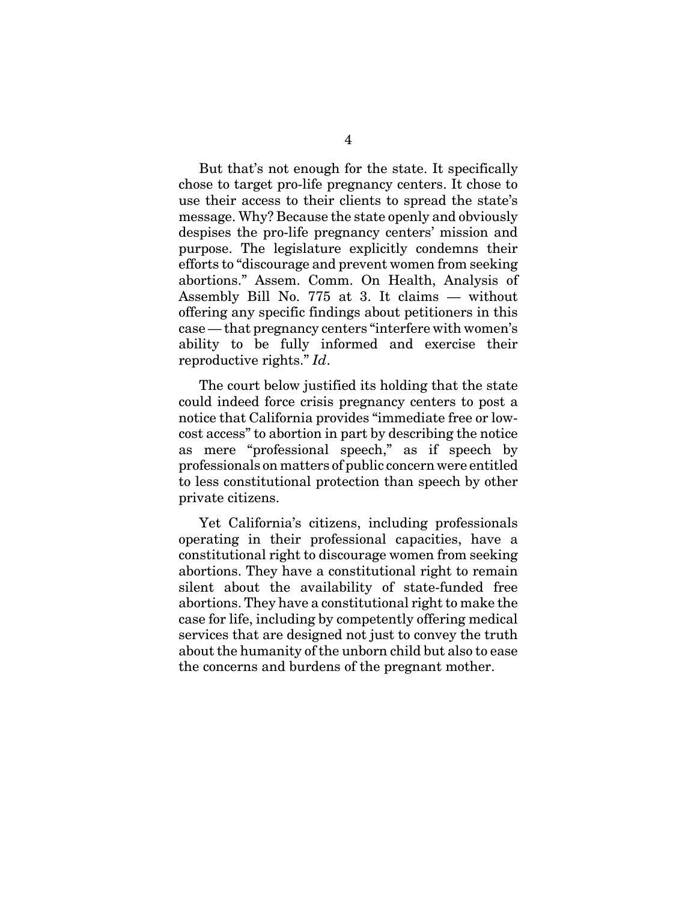But that's not enough for the state. It specifically chose to target pro-life pregnancy centers. It chose to use their access to their clients to spread the state's message. Why? Because the state openly and obviously despises the pro-life pregnancy centers' mission and purpose. The legislature explicitly condemns their efforts to "discourage and prevent women from seeking abortions." Assem. Comm. On Health, Analysis of Assembly Bill No. 775 at 3. It claims — without offering any specific findings about petitioners in this case — that pregnancy centers "interfere with women's ability to be fully informed and exercise their reproductive rights." *Id*.

The court below justified its holding that the state could indeed force crisis pregnancy centers to post a notice that California provides "immediate free or low-cost access" to abortion in part by describing the notice as mere "professional speech," as if speech by professionals on matters of public concern were entitled to less constitutional protection than speech by other private citizens.

Yet California's citizens, including professionals operating in their professional capacities, have a constitutional right to discourage women from seeking abortions. They have a constitutional right to remain silent about the availability of state-funded free abortions. They have a constitutional right to make the case for life, including by competently offering medical services that are designed not just to convey the truth about the humanity of the unborn child but also to ease the concerns and burdens of the pregnant mother.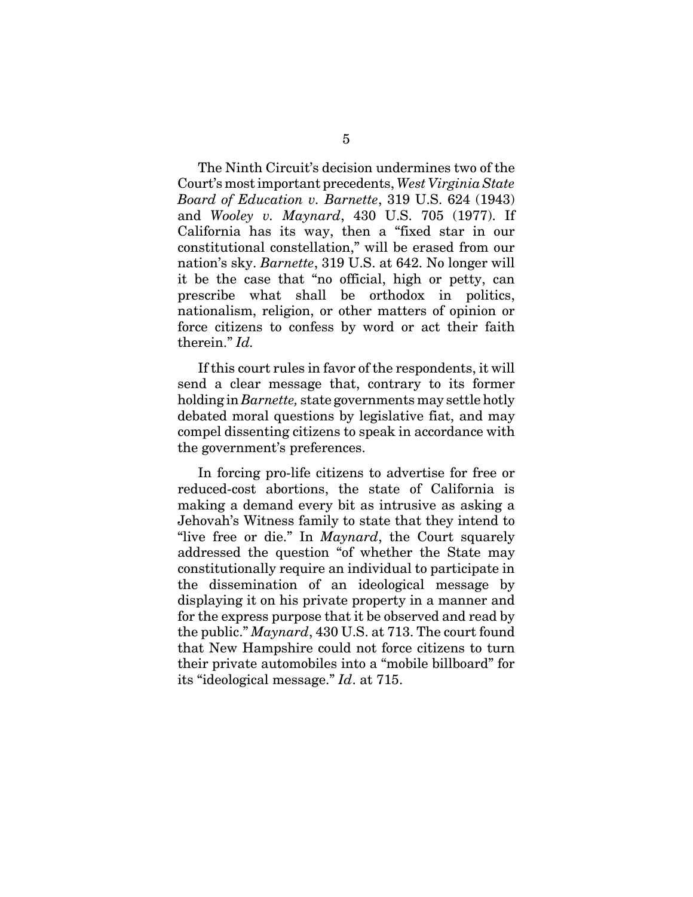The Ninth Circuit's decision undermines two of the Court's most important precedents, *West Virginia State Board of Education v. Barnette*, 319 U.S. 624 (1943) and *Wooley v. Maynard*, 430 U.S. 705 (1977). If California has its way, then a "fixed star in our constitutional constellation," will be erased from our nation's sky. *Barnette*, 319 U.S. at 642. No longer will it be the case that "no official, high or petty, can prescribe what shall be orthodox in politics, nationalism, religion, or other matters of opinion or force citizens to confess by word or act their faith therein." *Id.*

If this court rules in favor of the respondents, it will send a clear message that, contrary to its former holding in *Barnette,* state governments may settle hotly debated moral questions by legislative fiat, and may compel dissenting citizens to speak in accordance with the government's preferences.

In forcing pro-life citizens to advertise for free or reduced-cost abortions, the state of California is making a demand every bit as intrusive as asking a Jehovah's Witness family to state that they intend to "live free or die." In *Maynard*, the Court squarely addressed the question "of whether the State may constitutionally require an individual to participate in the dissemination of an ideological message by displaying it on his private property in a manner and for the express purpose that it be observed and read by the public." *Maynard*, 430 U.S. at 713. The court found that New Hampshire could not force citizens to turn their private automobiles into a "mobile billboard" for its "ideological message." *Id*. at 715.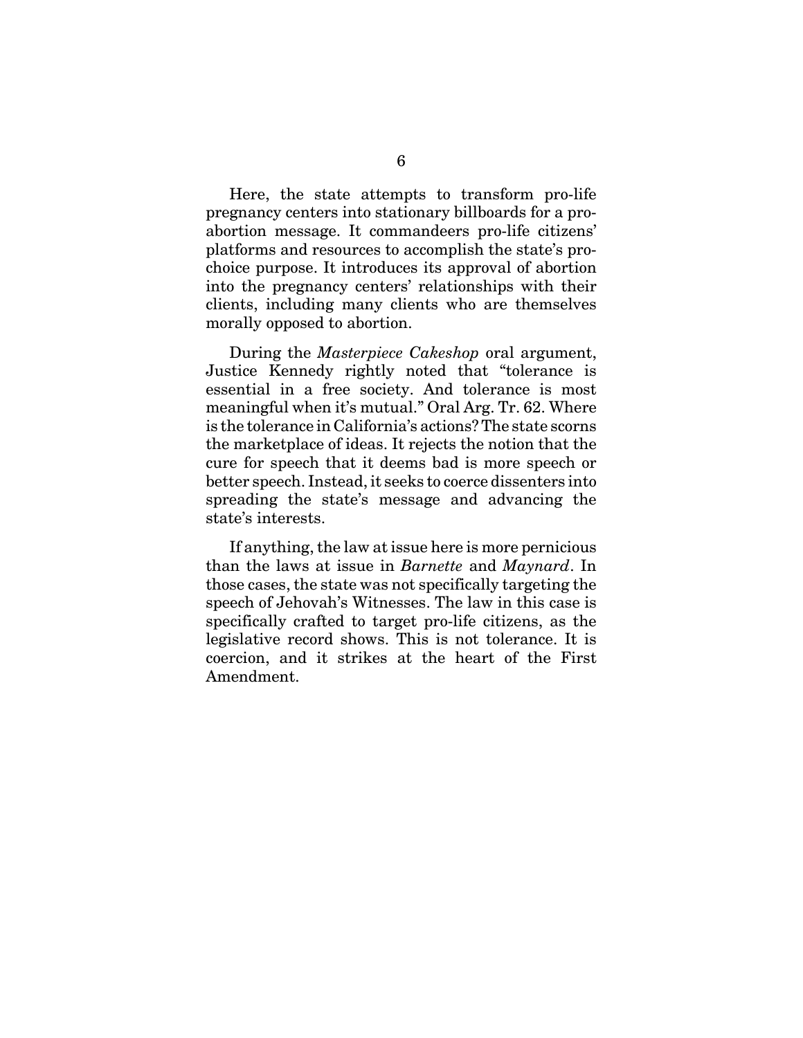Here, the state attempts to transform pro-life pregnancy centers into stationary billboards for a pro-abortion message. It commandeers pro-life citizens' platforms and resources to accomplish the state's pro-choice purpose. It introduces its approval of abortion into the pregnancy centers' relationships with their clients, including many clients who are themselves morally opposed to abortion.

During the *Masterpiece Cakeshop* oral argument, Justice Kennedy rightly noted that "tolerance is essential in a free society. And tolerance is most meaningful when it's mutual." Oral Arg. Tr. 62. Where is the tolerance in California's actions? The state scorns the marketplace of ideas. It rejects the notion that the cure for speech that it deems bad is more speech or better speech. Instead, it seeks to coerce dissenters into spreading the state's message and advancing the state's interests.

If anything, the law at issue here is more pernicious than the laws at issue in *Barnette* and *Maynard*. In those cases, the state was not specifically targeting the speech of Jehovah's Witnesses. The law in this case is specifically crafted to target pro-life citizens, as the legislative record shows. This is not tolerance. It is coercion, and it strikes at the heart of the First Amendment.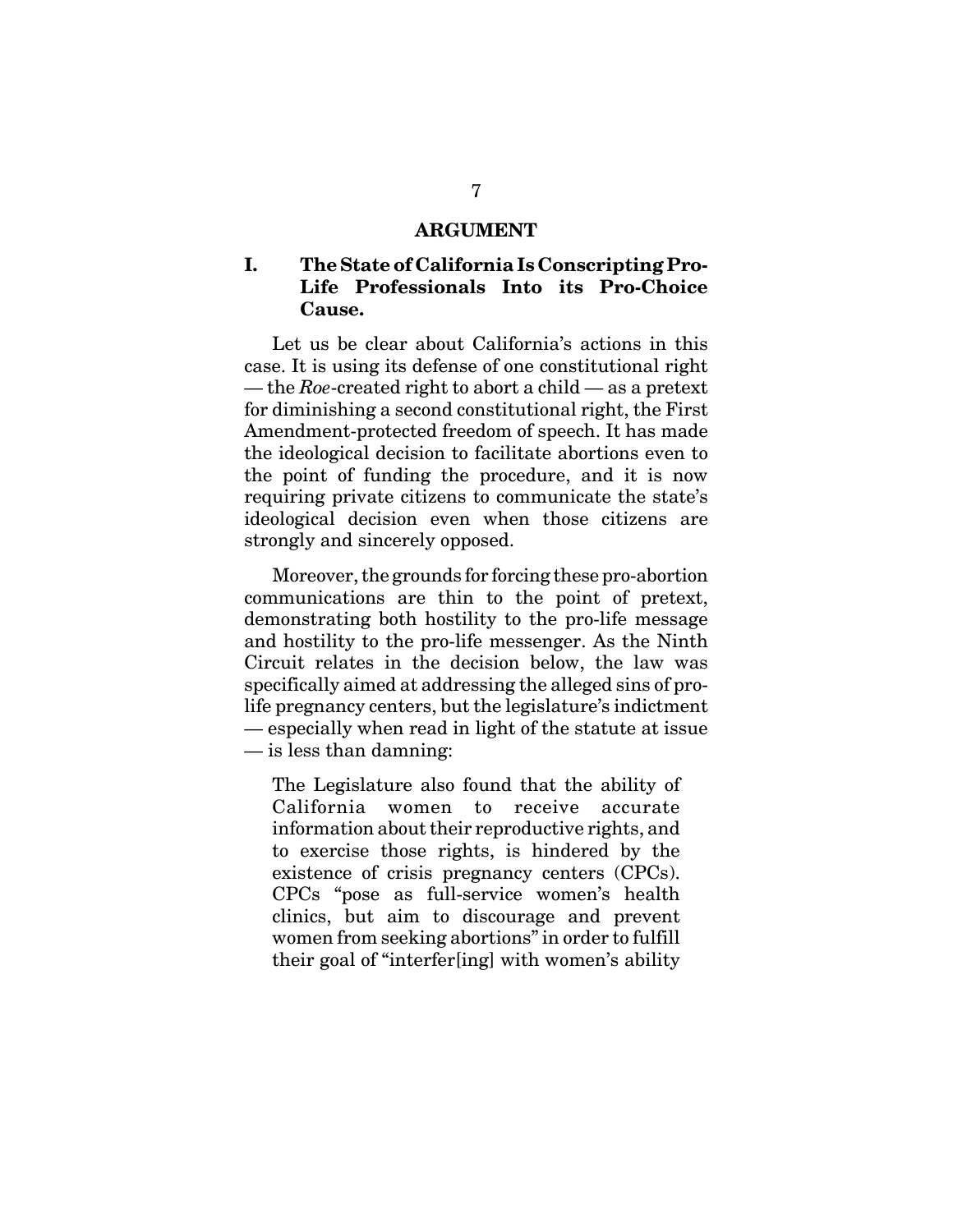## ARGUMENT

### I. The State of California Is Conscripting Pro-Life Professionals Into its Pro-Choice Cause.

Let us be clear about California's actions in this case. It is using its defense of one constitutional right — the *Roe*-created right to abort a child — as a pretext for diminishing a second constitutional right, the First Amendment-protected freedom of speech. It has made the ideological decision to facilitate abortions even to the point of funding the procedure, and it is now requiring private citizens to communicate the state's ideological decision even when those citizens are strongly and sincerely opposed.

Moreover, the grounds for forcing these pro-abortion communications are thin to the point of pretext, demonstrating both hostility to the pro-life message and hostility to the pro-life messenger. As the Ninth Circuit relates in the decision below, the law was specifically aimed at addressing the alleged sins of pro-life pregnancy centers, but the legislature's indictment — especially when read in light of the statute at issue — is less than damning:

> The Legislature also found that the ability of California women to receive accurate information about their reproductive rights, and to exercise those rights, is hindered by the existence of crisis pregnancy centers (CPCs). CPCs "pose as full-service women's health clinics, but aim to discourage and prevent women from seeking abortions" in order to fulfill their goal of "interfer[ing] with women's ability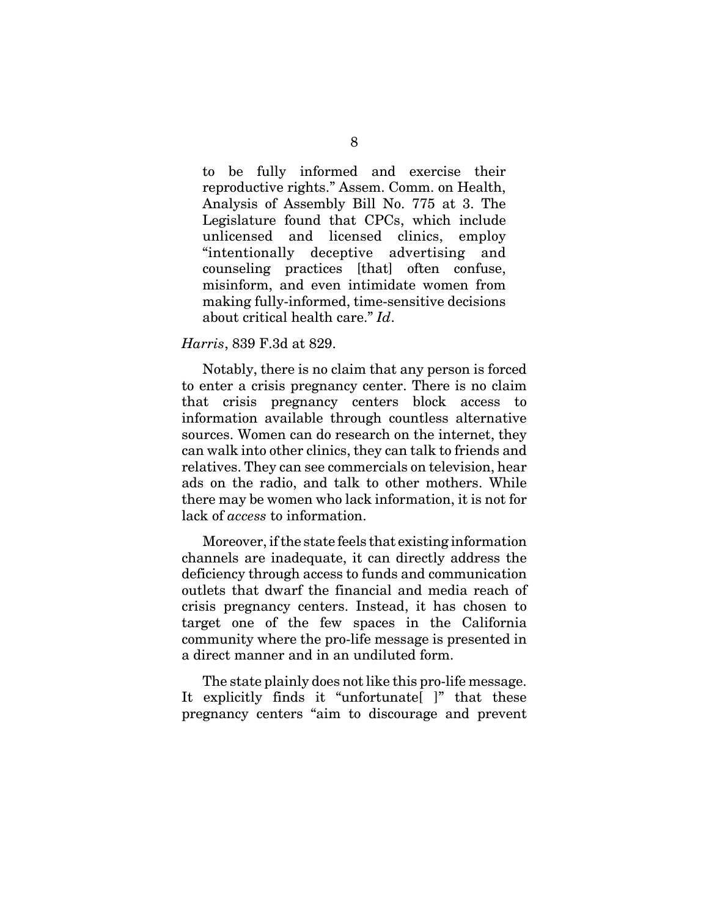> to be fully informed and exercise their reproductive rights." Assem. Comm. on Health, Analysis of Assembly Bill No. 775 at 3. The Legislature found that CPCs, which include unlicensed and licensed clinics, employ "intentionally deceptive advertising and counseling practices [that] often confuse, misinform, and even intimidate women from making fully-informed, time-sensitive decisions about critical health care." *Id*.

*Harris*, 839 F.3d at 829.

Notably, there is no claim that any person is forced to enter a crisis pregnancy center. There is no claim that crisis pregnancy centers block access to information available through countless alternative sources. Women can do research on the internet, they can walk into other clinics, they can talk to friends and relatives. They can see commercials on television, hear ads on the radio, and talk to other mothers. While there may be women who lack information, it is not for lack of *access* to information.

Moreover, if the state feels that existing information channels are inadequate, it can directly address the deficiency through access to funds and communication outlets that dwarf the financial and media reach of crisis pregnancy centers. Instead, it has chosen to target one of the few spaces in the California community where the pro-life message is presented in a direct manner and in an undiluted form.

The state plainly does not like this pro-life message. It explicitly finds it "unfortunate[ ]" that these pregnancy centers "aim to discourage and prevent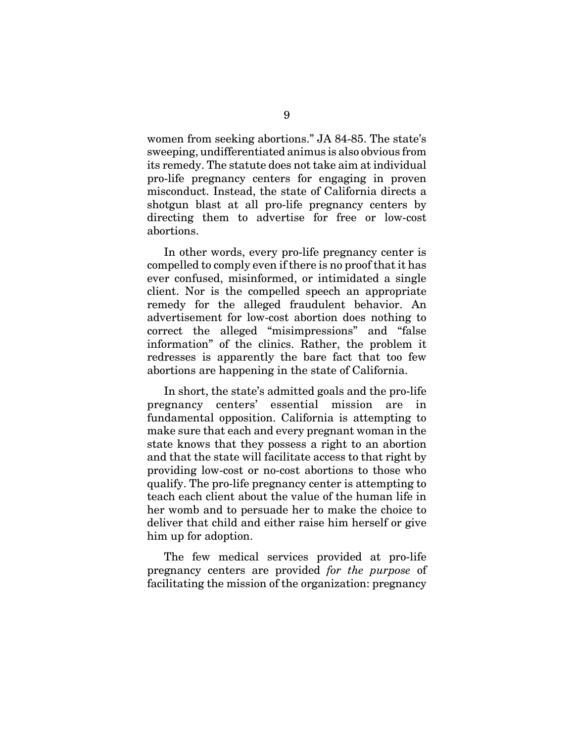women from seeking abortions." JA 84-85. The state's sweeping, undifferentiated animus is also obvious from its remedy. The statute does not take aim at individual pro-life pregnancy centers for engaging in proven misconduct. Instead, the state of California directs a shotgun blast at all pro-life pregnancy centers by directing them to advertise for free or low-cost abortions.

In other words, every pro-life pregnancy center is compelled to comply even if there is no proof that it has ever confused, misinformed, or intimidated a single client. Nor is the compelled speech an appropriate remedy for the alleged fraudulent behavior. An advertisement for low-cost abortion does nothing to correct the alleged "misimpressions" and "false information" of the clinics. Rather, the problem it redresses is apparently the bare fact that too few abortions are happening in the state of California.

In short, the state's admitted goals and the pro-life pregnancy centers' essential mission are in fundamental opposition. California is attempting to make sure that each and every pregnant woman in the state knows that they possess a right to an abortion and that the state will facilitate access to that right by providing low-cost or no-cost abortions to those who qualify. The pro-life pregnancy center is attempting to teach each client about the value of the human life in her womb and to persuade her to make the choice to deliver that child and either raise him herself or give him up for adoption.

The few medical services provided at pro-life pregnancy centers are provided *for the purpose* of facilitating the mission of the organization: pregnancy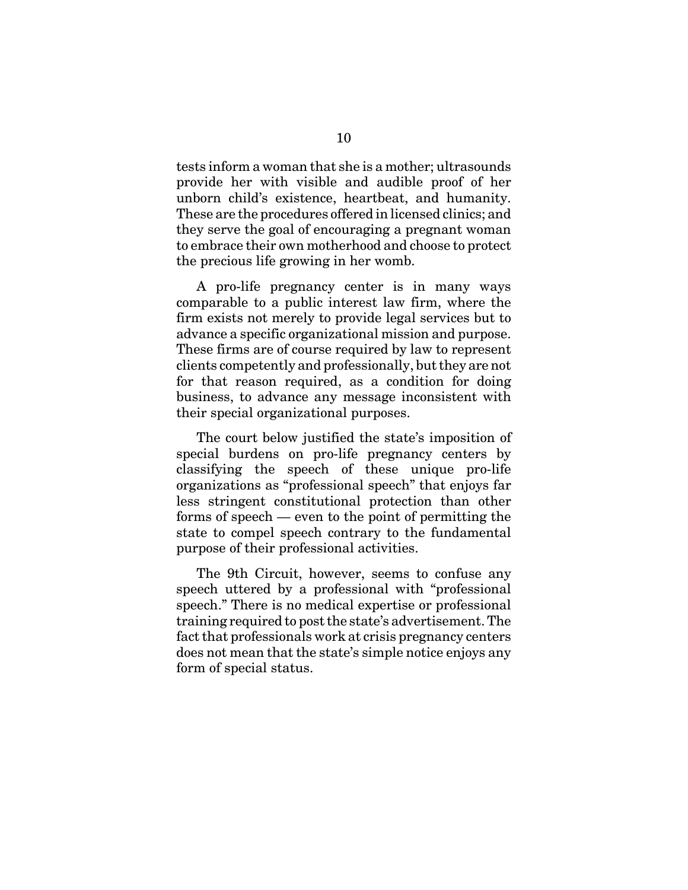tests inform a woman that she is a mother; ultrasounds provide her with visible and audible proof of her unborn child's existence, heartbeat, and humanity. These are the procedures offered in licensed clinics; and they serve the goal of encouraging a pregnant woman to embrace their own motherhood and choose to protect the precious life growing in her womb.

A pro-life pregnancy center is in many ways comparable to a public interest law firm, where the firm exists not merely to provide legal services but to advance a specific organizational mission and purpose. These firms are of course required by law to represent clients competently and professionally, but they are not for that reason required, as a condition for doing business, to advance any message inconsistent with their special organizational purposes.

The court below justified the state's imposition of special burdens on pro-life pregnancy centers by classifying the speech of these unique pro-life organizations as "professional speech" that enjoys far less stringent constitutional protection than other forms of speech — even to the point of permitting the state to compel speech contrary to the fundamental purpose of their professional activities.

The 9th Circuit, however, seems to confuse any speech uttered by a professional with "professional speech." There is no medical expertise or professional training required to post the state's advertisement. The fact that professionals work at crisis pregnancy centers does not mean that the state's simple notice enjoys any form of special status.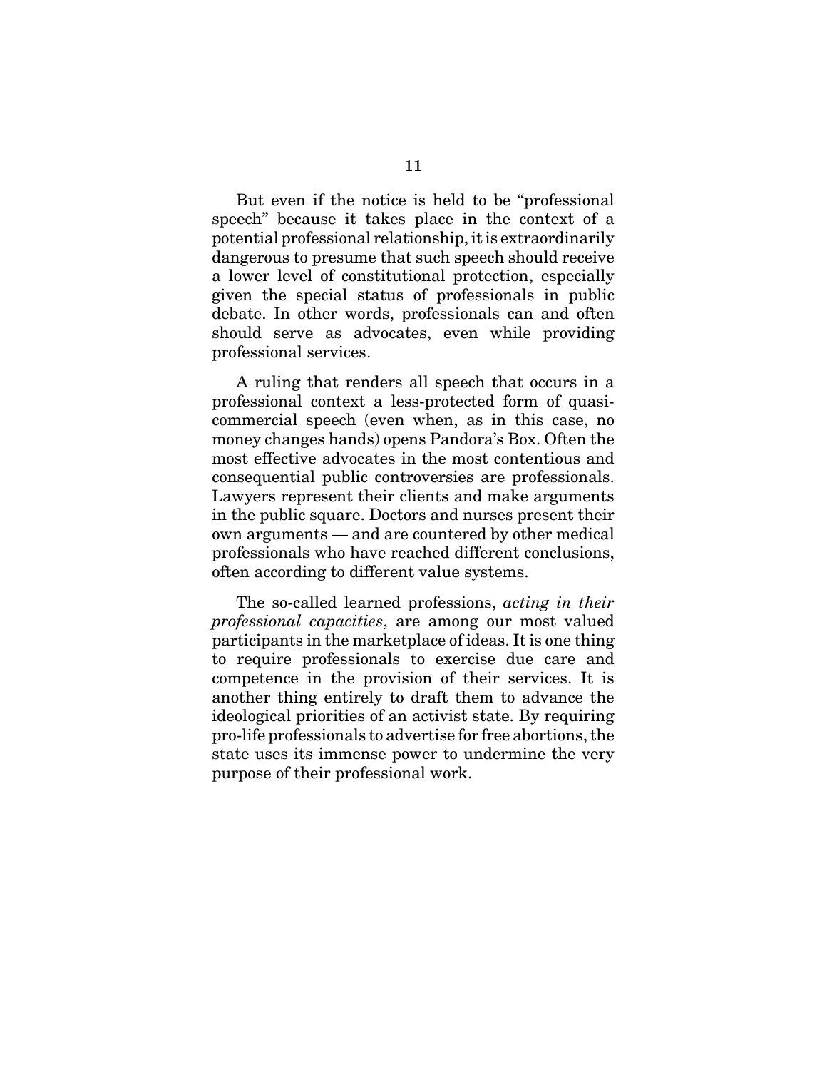But even if the notice is held to be "professional speech" because it takes place in the context of a potential professional relationship, it is extraordinarily dangerous to presume that such speech should receive a lower level of constitutional protection, especially given the special status of professionals in public debate. In other words, professionals can and often should serve as advocates, even while providing professional services.

A ruling that renders all speech that occurs in a professional context a less-protected form of quasi-commercial speech (even when, as in this case, no money changes hands) opens Pandora's Box. Often the most effective advocates in the most contentious and consequential public controversies are professionals. Lawyers represent their clients and make arguments in the public square. Doctors and nurses present their own arguments — and are countered by other medical professionals who have reached different conclusions, often according to different value systems.

The so-called learned professions, *acting in their professional capacities*, are among our most valued participants in the marketplace of ideas. It is one thing to require professionals to exercise due care and competence in the provision of their services. It is another thing entirely to draft them to advance the ideological priorities of an activist state. By requiring pro-life professionals to advertise for free abortions, the state uses its immense power to undermine the very purpose of their professional work.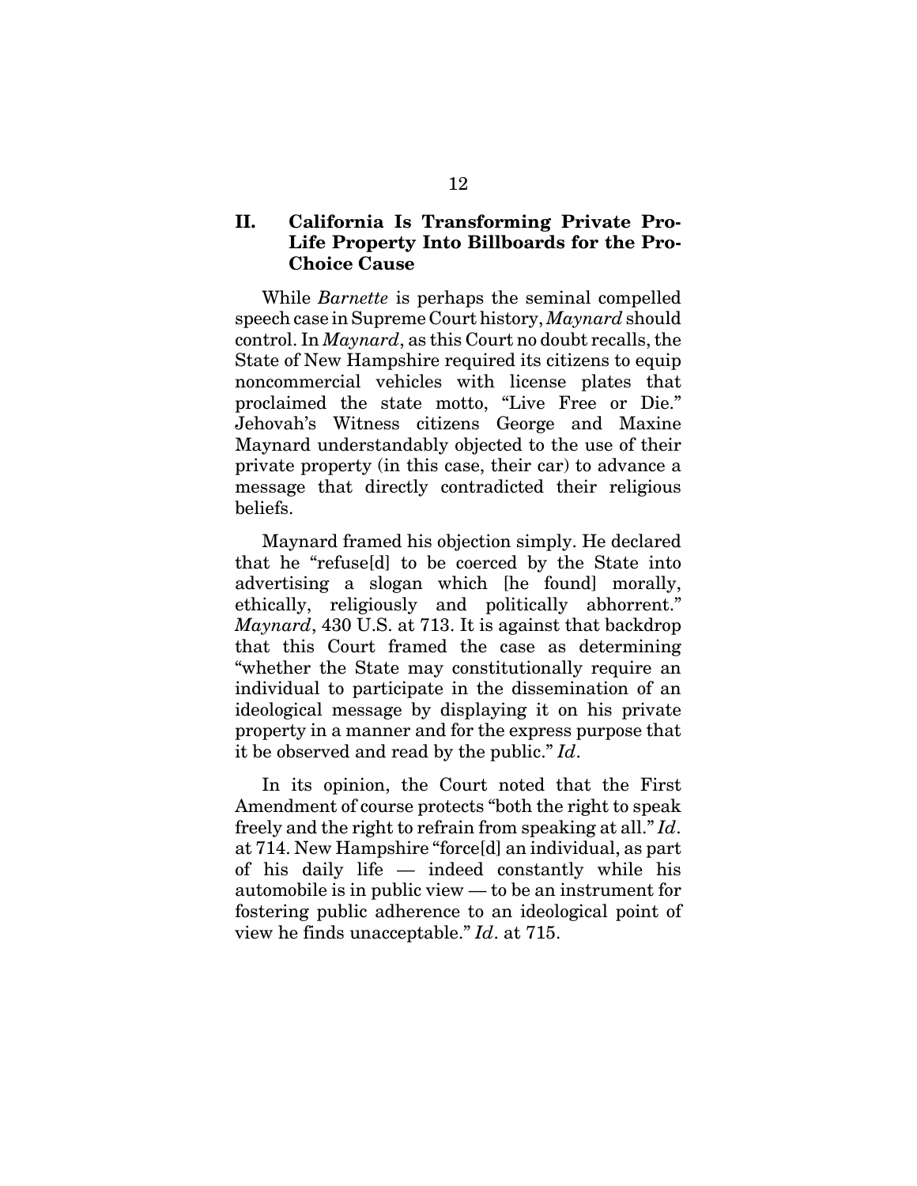## II. California Is Transforming Private Pro-Life Property Into Billboards for the Pro-Choice Cause

While *Barnette* is perhaps the seminal compelled speech case in Supreme Court history, *Maynard* should control. In *Maynard*, as this Court no doubt recalls, the State of New Hampshire required its citizens to equip noncommercial vehicles with license plates that proclaimed the state motto, "Live Free or Die." Jehovah's Witness citizens George and Maxine Maynard understandably objected to the use of their private property (in this case, their car) to advance a message that directly contradicted their religious beliefs.

Maynard framed his objection simply. He declared that he "refuse[d] to be coerced by the State into advertising a slogan which [he found] morally, ethically, religiously and politically abhorrent." *Maynard*, 430 U.S. at 713. It is against that backdrop that this Court framed the case as determining "whether the State may constitutionally require an individual to participate in the dissemination of an ideological message by displaying it on his private property in a manner and for the express purpose that it be observed and read by the public." *Id*.

In its opinion, the Court noted that the First Amendment of course protects "both the right to speak freely and the right to refrain from speaking at all." *Id*. at 714. New Hampshire "force[d] an individual, as part of his daily life — indeed constantly while his automobile is in public view — to be an instrument for fostering public adherence to an ideological point of view he finds unacceptable." *Id*. at 715.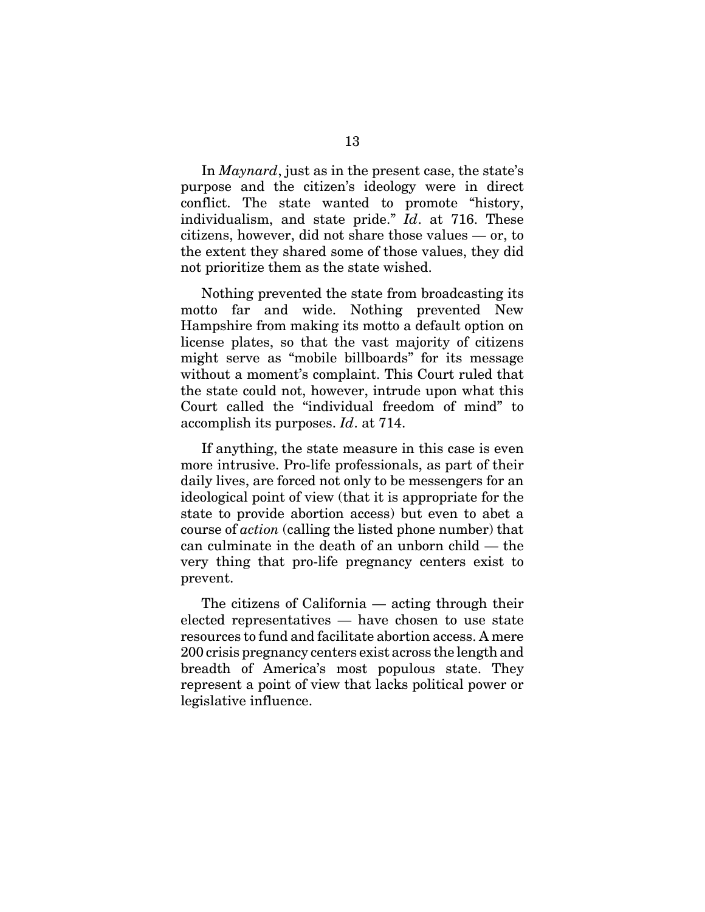In *Maynard*, just as in the present case, the state's purpose and the citizen's ideology were in direct conflict. The state wanted to promote "history, individualism, and state pride." *Id*. at 716. These citizens, however, did not share those values — or, to the extent they shared some of those values, they did not prioritize them as the state wished.

Nothing prevented the state from broadcasting its motto far and wide. Nothing prevented New Hampshire from making its motto a default option on license plates, so that the vast majority of citizens might serve as "mobile billboards" for its message without a moment's complaint. This Court ruled that the state could not, however, intrude upon what this Court called the "individual freedom of mind" to accomplish its purposes. *Id*. at 714.

If anything, the state measure in this case is even more intrusive. Pro-life professionals, as part of their daily lives, are forced not only to be messengers for an ideological point of view (that it is appropriate for the state to provide abortion access) but even to abet a course of *action* (calling the listed phone number) that can culminate in the death of an unborn child — the very thing that pro-life pregnancy centers exist to prevent.

The citizens of California — acting through their elected representatives — have chosen to use state resources to fund and facilitate abortion access. A mere 200 crisis pregnancy centers exist across the length and breadth of America's most populous state. They represent a point of view that lacks political power or legislative influence.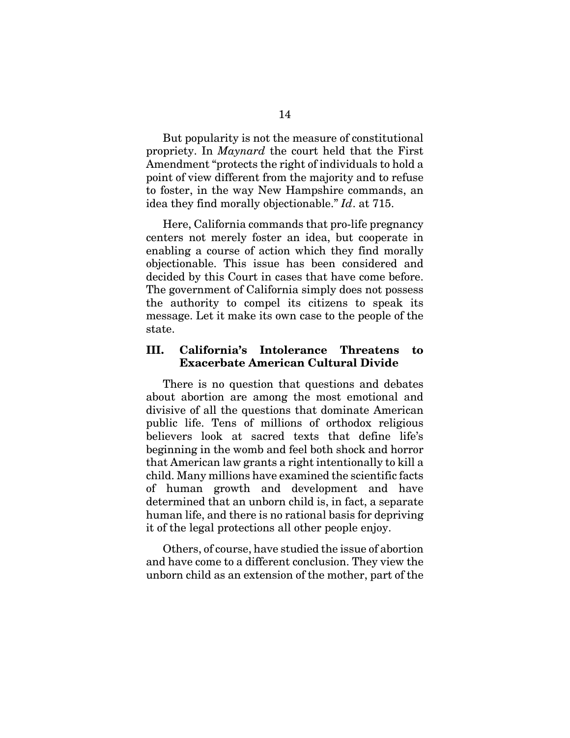But popularity is not the measure of constitutional propriety. In *Maynard* the court held that the First Amendment "protects the right of individuals to hold a point of view different from the majority and to refuse to foster, in the way New Hampshire commands, an idea they find morally objectionable." *Id*. at 715.

Here, California commands that pro-life pregnancy centers not merely foster an idea, but cooperate in enabling a course of action which they find morally objectionable. This issue has been considered and decided by this Court in cases that have come before. The government of California simply does not possess the authority to compel its citizens to speak its message. Let it make its own case to the people of the state.

## III. California's Intolerance Threatens to Exacerbate American Cultural Divide

There is no question that questions and debates about abortion are among the most emotional and divisive of all the questions that dominate American public life. Tens of millions of orthodox religious believers look at sacred texts that define life's beginning in the womb and feel both shock and horror that American law grants a right intentionally to kill a child. Many millions have examined the scientific facts of human growth and development and have determined that an unborn child is, in fact, a separate human life, and there is no rational basis for depriving it of the legal protections all other people enjoy.

Others, of course, have studied the issue of abortion and have come to a different conclusion. They view the unborn child as an extension of the mother, part of the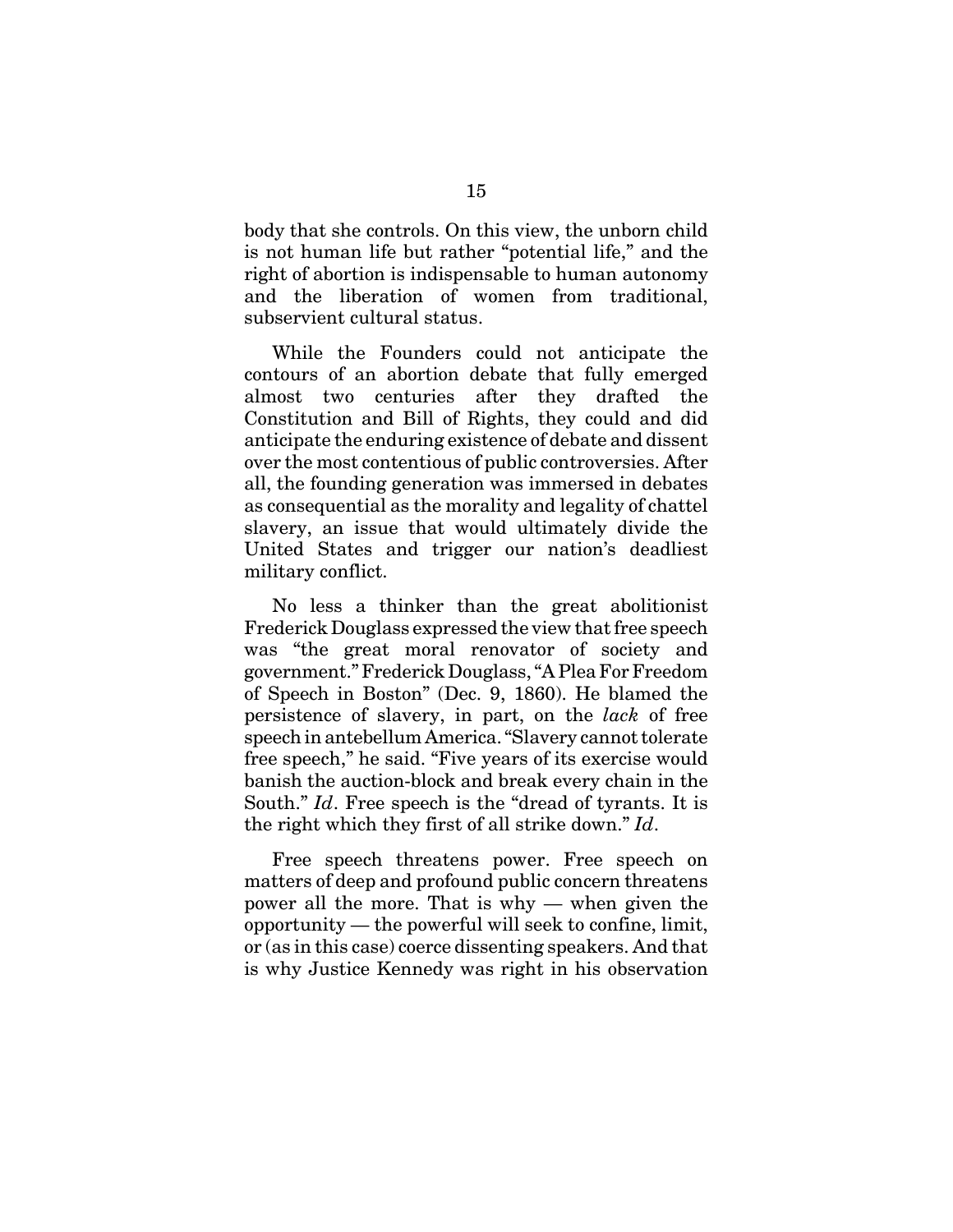body that she controls. On this view, the unborn child is not human life but rather "potential life," and the right of abortion is indispensable to human autonomy and the liberation of women from traditional, subservient cultural status.

While the Founders could not anticipate the contours of an abortion debate that fully emerged almost two centuries after they drafted the Constitution and Bill of Rights, they could and did anticipate the enduring existence of debate and dissent over the most contentious of public controversies. After all, the founding generation was immersed in debates as consequential as the morality and legality of chattel slavery, an issue that would ultimately divide the United States and trigger our nation's deadliest military conflict.

No less a thinker than the great abolitionist Frederick Douglass expressed the view that free speech was "the great moral renovator of society and government." Frederick Douglass, "A Plea For Freedom of Speech in Boston" (Dec. 9, 1860). He blamed the persistence of slavery, in part, on the *lack* of free speech in antebellum America. "Slavery cannot tolerate free speech," he said. "Five years of its exercise would banish the auction-block and break every chain in the South." *Id*. Free speech is the "dread of tyrants. It is the right which they first of all strike down." *Id*.

Free speech threatens power. Free speech on matters of deep and profound public concern threatens power all the more. That is why — when given the opportunity — the powerful will seek to confine, limit, or (as in this case) coerce dissenting speakers. And that is why Justice Kennedy was right in his observation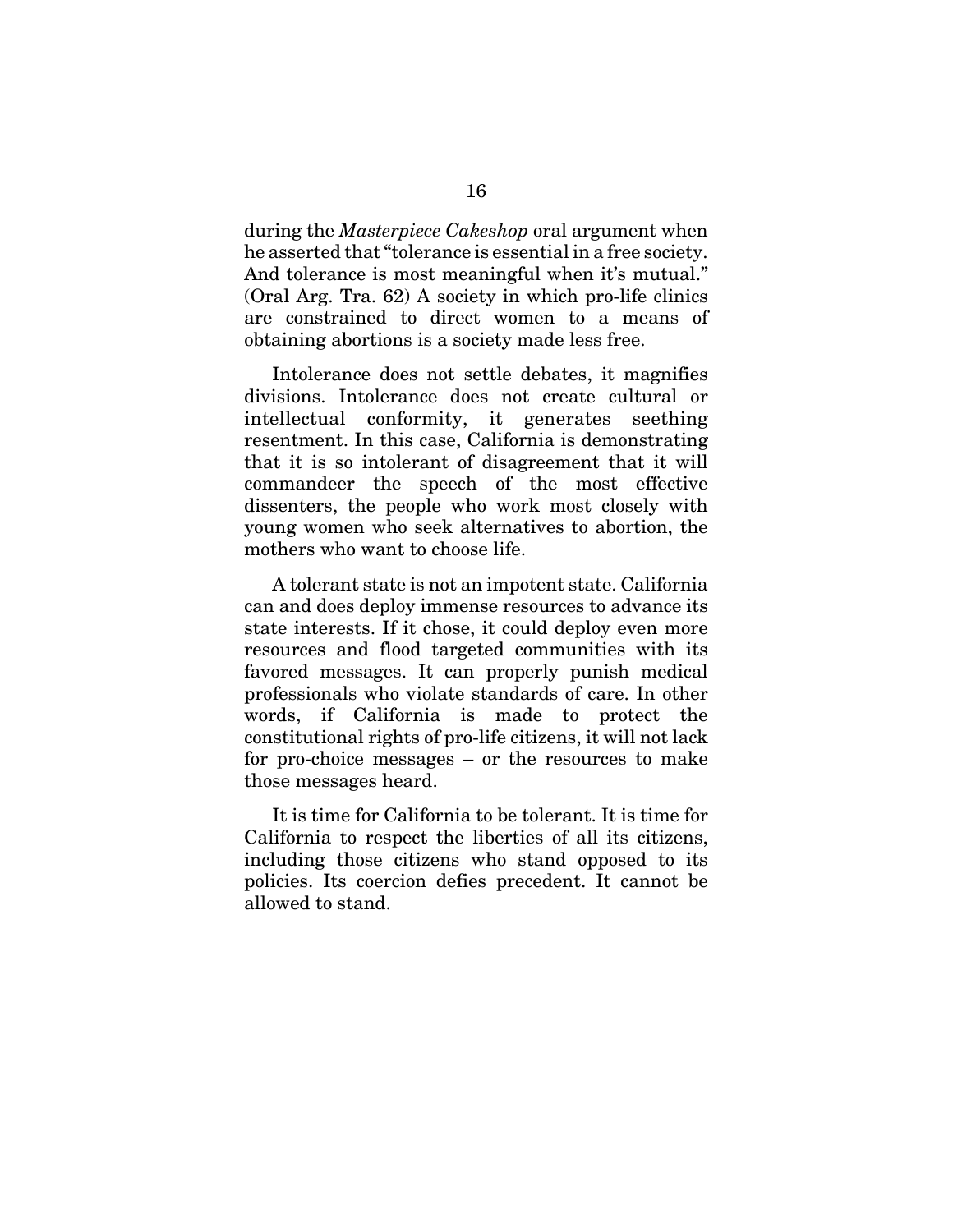during the *Masterpiece Cakeshop* oral argument when he asserted that "tolerance is essential in a free society. And tolerance is most meaningful when it's mutual." (Oral Arg. Tra. 62) A society in which pro-life clinics are constrained to direct women to a means of obtaining abortions is a society made less free.

Intolerance does not settle debates, it magnifies divisions. Intolerance does not create cultural or intellectual conformity, it generates seething resentment. In this case, California is demonstrating that it is so intolerant of disagreement that it will commandeer the speech of the most effective dissenters, the people who work most closely with young women who seek alternatives to abortion, the mothers who want to choose life.

A tolerant state is not an impotent state. California can and does deploy immense resources to advance its state interests. If it chose, it could deploy even more resources and flood targeted communities with its favored messages. It can properly punish medical professionals who violate standards of care. In other words, if California is made to protect the constitutional rights of pro-life citizens, it will not lack for pro-choice messages – or the resources to make those messages heard.

It is time for California to be tolerant. It is time for California to respect the liberties of all its citizens, including those citizens who stand opposed to its policies. Its coercion defies precedent. It cannot be allowed to stand.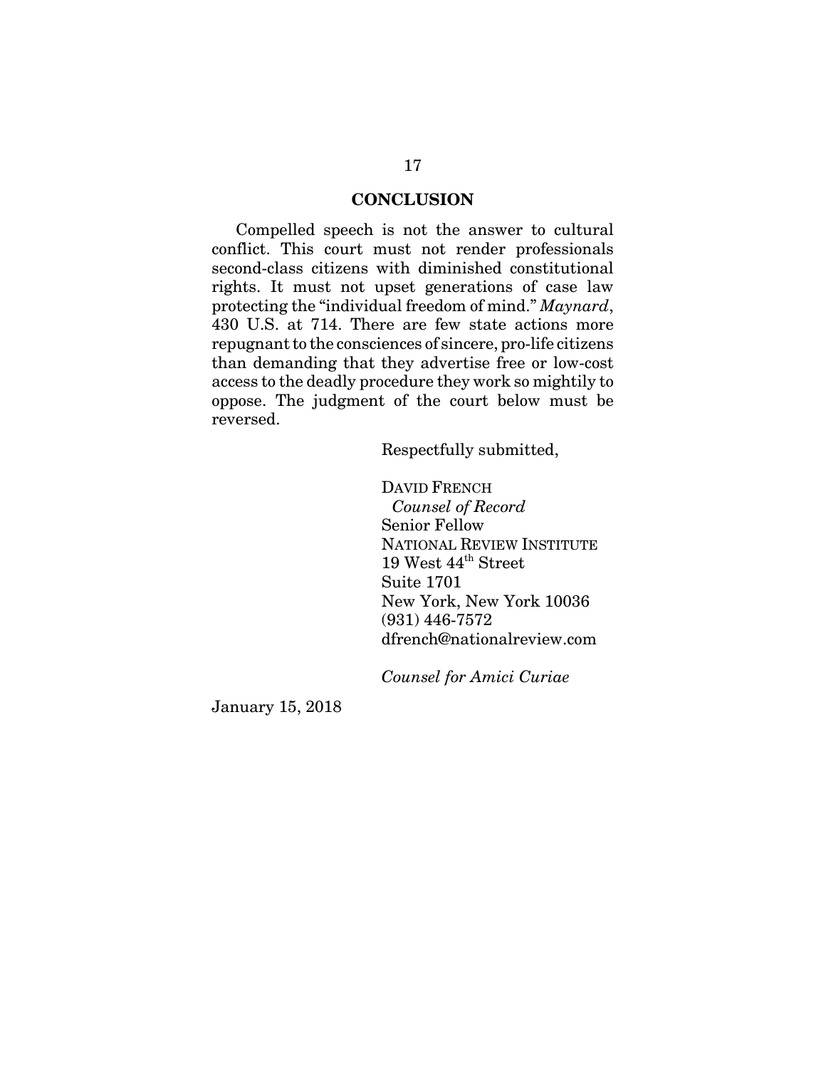## CONCLUSION

Compelled speech is not the answer to cultural conflict. This court must not render professionals second-class citizens with diminished constitutional rights. It must not upset generations of case law protecting the "individual freedom of mind." *Maynard*, 430 U.S. at 714. There are few state actions more repugnant to the consciences of sincere, pro-life citizens than demanding that they advertise free or low-cost access to the deadly procedure they work so mightily to oppose. The judgment of the court below must be reversed.

Respectfully submitted,

DAVID FRENCH
*Counsel of Record*
Senior Fellow
NATIONAL REVIEW INSTITUTE
19 West 44th Street
Suite 1701
New York, New York 10036
(931) 446-7572
dfrench@nationalreview.com

*Counsel for Amici Curiae*

January 15, 2018